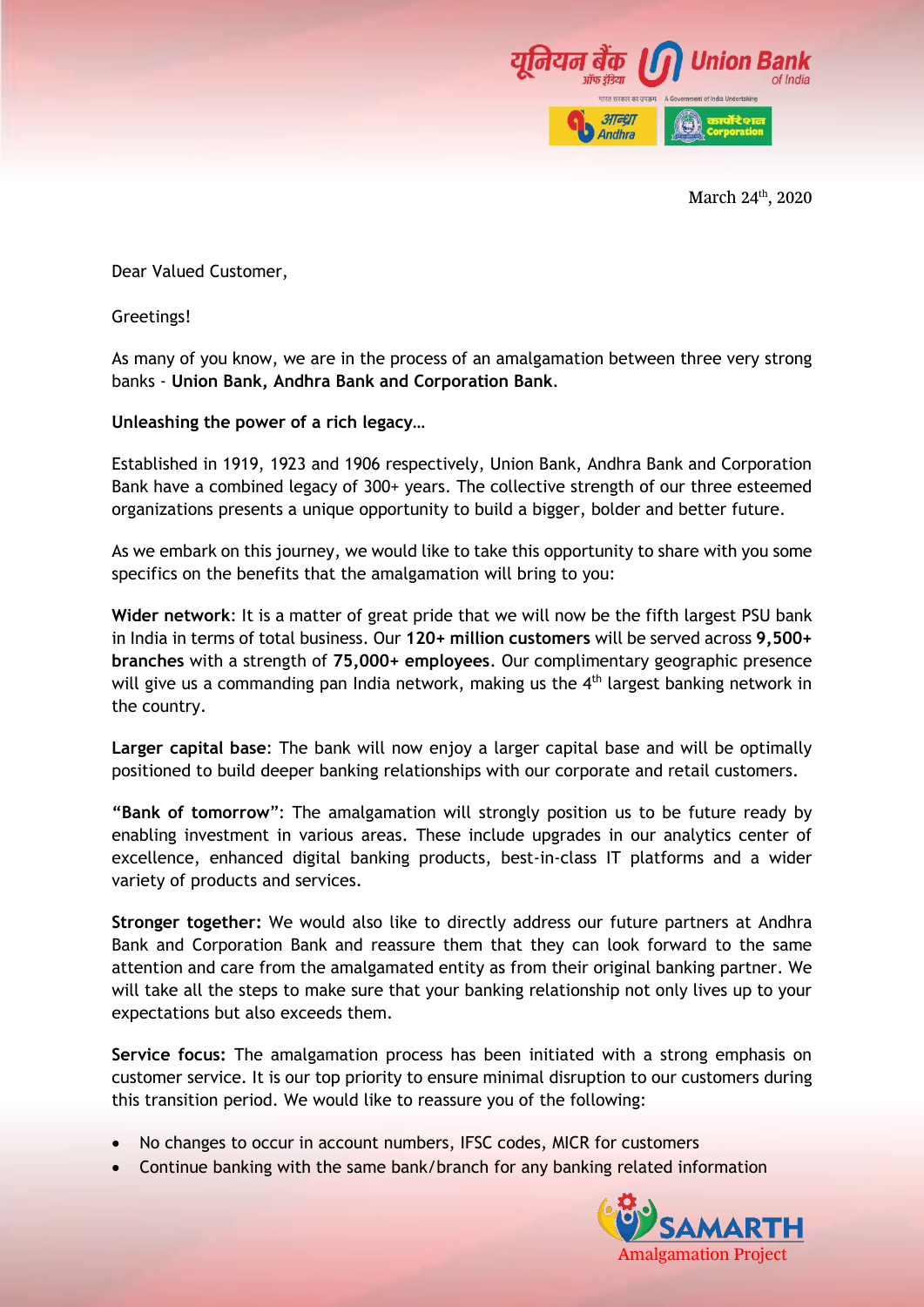March 24th, 2020

Dear Valued Customer,

Greetings!

As many of you know, we are in the process of an amalgamation between three very strong banks - **Union Bank, Andhra Bank and Corporation Bank**.

**Unleashing the power of a rich legacy…**

Established in 1919, 1923 and 1906 respectively, Union Bank, Andhra Bank and Corporation Bank have a combined legacy of 300+ years. The collective strength of our three esteemed organizations presents a unique opportunity to build a bigger, bolder and better future.

As we embark on this journey, we would like to take this opportunity to share with you some specifics on the benefits that the amalgamation will bring to you:

**Wider network**: It is a matter of great pride that we will now be the fifth largest PSU bank in India in terms of total business. Our **120+ million customers** will be served across **9,500+ branches** with a strength of **75,000+ employees**. Our complimentary geographic presence will give us a commanding pan India network, making us the 4th largest banking network in the country.

**Larger capital base**: The bank will now enjoy a larger capital base and will be optimally positioned to build deeper banking relationships with our corporate and retail customers.

**"Bank of tomorrow"**: The amalgamation will strongly position us to be future ready by enabling investment in various areas. These include upgrades in our analytics center of excellence, enhanced digital banking products, best-in-class IT platforms and a wider variety of products and services.

**Stronger together:** We would also like to directly address our future partners at Andhra Bank and Corporation Bank and reassure them that they can look forward to the same attention and care from the amalgamated entity as from their original banking partner. We will take all the steps to make sure that your banking relationship not only lives up to your expectations but also exceeds them.

**Service focus:** The amalgamation process has been initiated with a strong emphasis on customer service. It is our top priority to ensure minimal disruption to our customers during this transition period. We would like to reassure you of the following:

- No changes to occur in account numbers, IFSC codes, MICR for customers
- Continue banking with the same bank/branch for any banking related information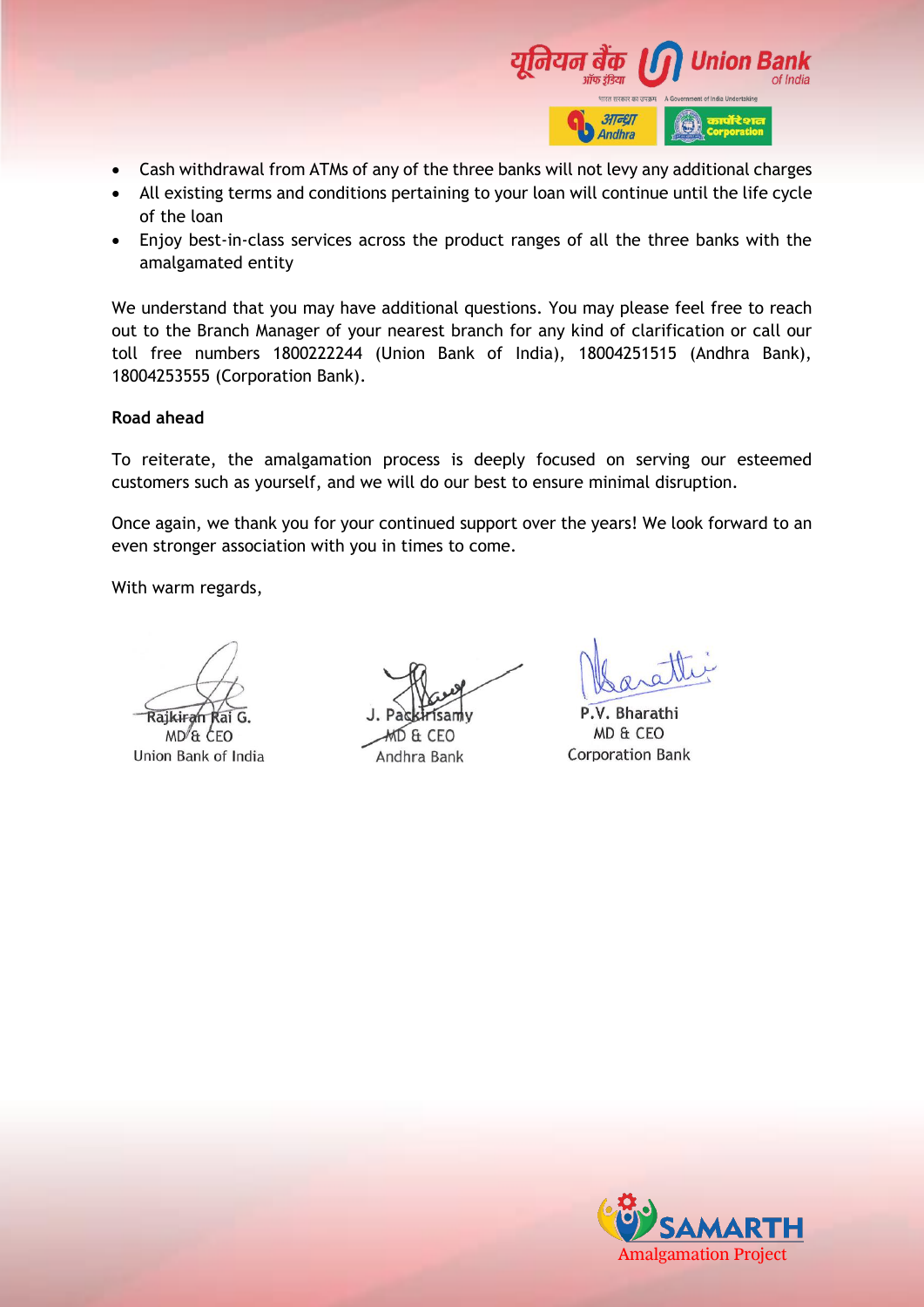- Cash withdrawal from ATMs of any of the three banks will not levy any additional charges
- All existing terms and conditions pertaining to your loan will continue until the life cycle of the loan
- Enjoy best-in-class services across the product ranges of all the three banks with the amalgamated entity

We understand that you may have additional questions. You may please feel free to reach out to the Branch Manager of your nearest branch for any kind of clarification or call our toll free numbers 1800222244 (Union Bank of India), 18004251515 (Andhra Bank), 18004253555 (Corporation Bank).

**Road ahead**

To reiterate, the amalgamation process is deeply focused on serving our esteemed customers such as yourself, and we will do our best to ensure minimal disruption.

Once again, we thank you for your continued support over the years! We look forward to an even stronger association with you in times to come.

With warm regards,

Rajkiran Rai G.
MD & CEO
Union Bank of India

J. Packirisamy
MD & CEO
Andhra Bank

P.V. Bharathi
MD & CEO
Corporation Bank